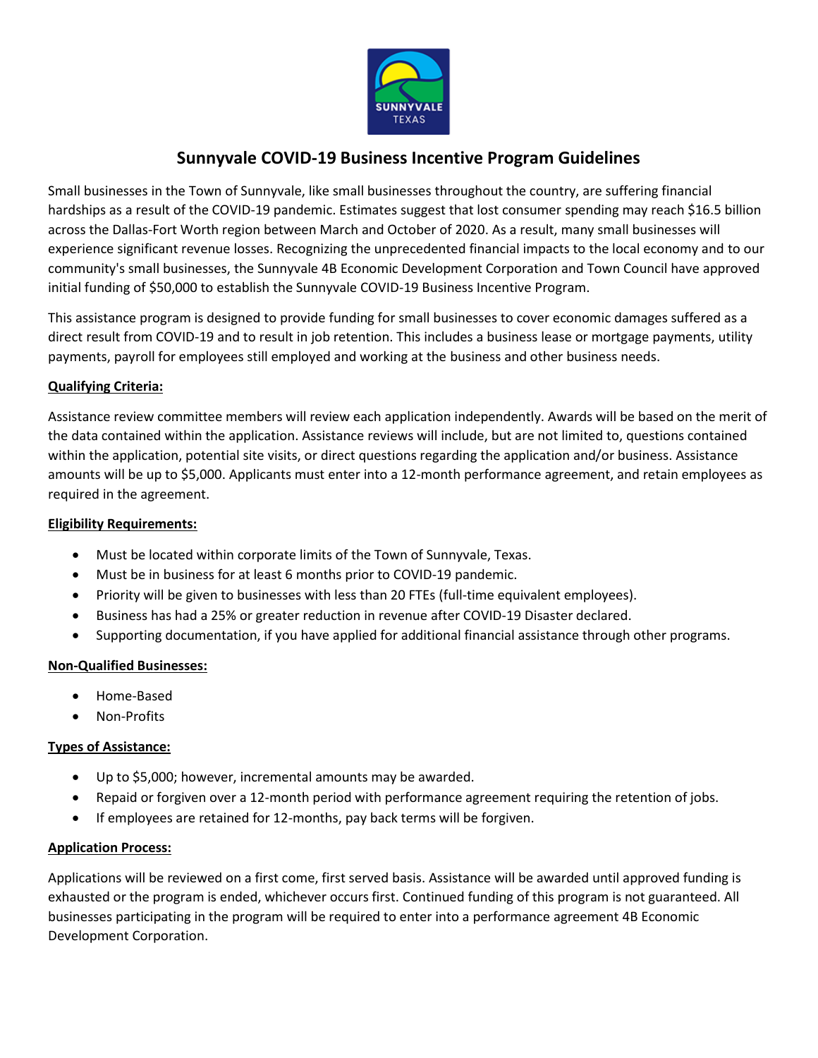# Sunnyvale COVID-19 Business Incentive Program Guidelines

Small businesses in the Town of Sunnyvale, like small businesses throughout the country, are suffering financial hardships as a result of the COVID-19 pandemic. Estimates suggest that lost consumer spending may reach $16.5 billion across the Dallas-Fort Worth region between March and October of 2020. As a result, many small businesses will experience significant revenue losses. Recognizing the unprecedented financial impacts to the local economy and to our community's small businesses, the Sunnyvale 4B Economic Development Corporation and Town Council have approved initial funding of $50,000 to establish the Sunnyvale COVID-19 Business Incentive Program.

This assistance program is designed to provide funding for small businesses to cover economic damages suffered as a direct result from COVID-19 and to result in job retention. This includes a business lease or mortgage payments, utility payments, payroll for employees still employed and working at the business and other business needs.

**Qualifying Criteria:**

Assistance review committee members will review each application independently. Awards will be based on the merit of the data contained within the application. Assistance reviews will include, but are not limited to, questions contained within the application, potential site visits, or direct questions regarding the application and/or business. Assistance amounts will be up to $5,000. Applicants must enter into a 12-month performance agreement, and retain employees as required in the agreement.

**Eligibility Requirements:**

- Must be located within corporate limits of the Town of Sunnyvale, Texas.
- Must be in business for at least 6 months prior to COVID-19 pandemic.
- Priority will be given to businesses with less than 20 FTEs (full-time equivalent employees).
- Business has had a 25% or greater reduction in revenue after COVID-19 Disaster declared.
- Supporting documentation, if you have applied for additional financial assistance through other programs.

**Non-Qualified Businesses:**

- Home-Based
- Non-Profits

**Types of Assistance:**

- Up to $5,000; however, incremental amounts may be awarded.
- Repaid or forgiven over a 12-month period with performance agreement requiring the retention of jobs.
- If employees are retained for 12-months, pay back terms will be forgiven.

**Application Process:**

Applications will be reviewed on a first come, first served basis. Assistance will be awarded until approved funding is exhausted or the program is ended, whichever occurs first. Continued funding of this program is not guaranteed. All businesses participating in the program will be required to enter into a performance agreement 4B Economic Development Corporation.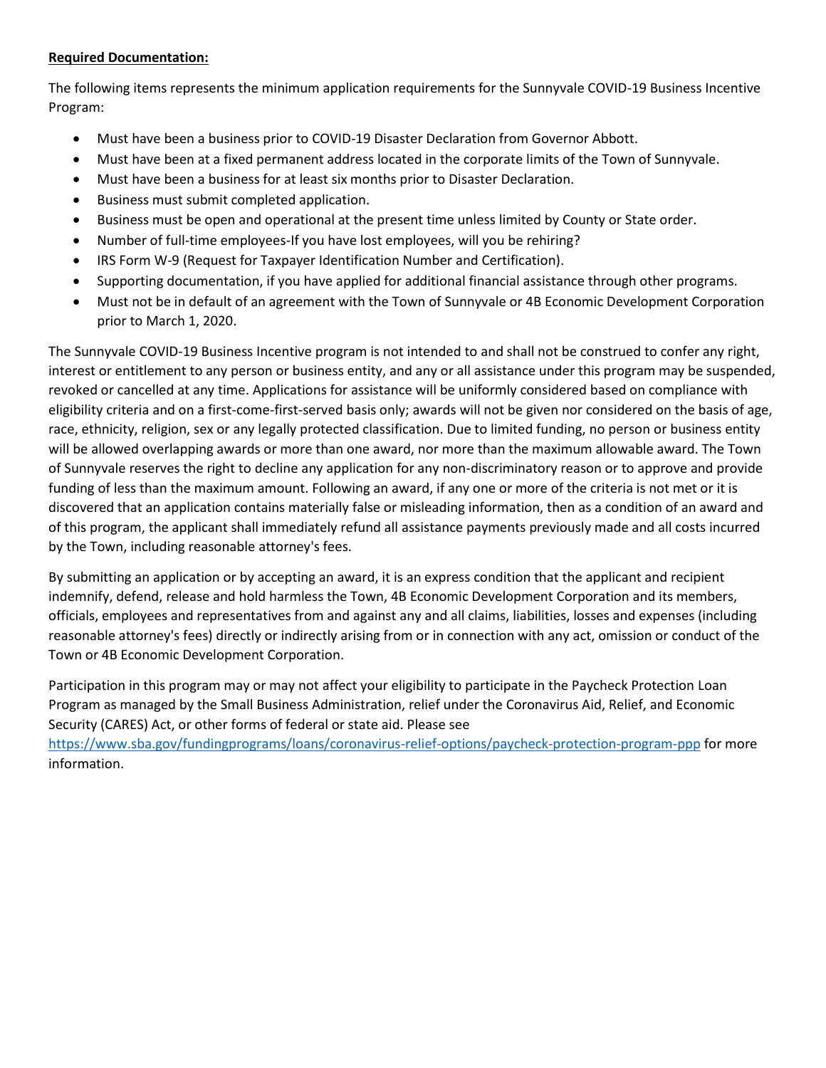**Required Documentation:**

The following items represents the minimum application requirements for the Sunnyvale COVID-19 Business Incentive Program:

- Must have been a business prior to COVID-19 Disaster Declaration from Governor Abbott.
- Must have been at a fixed permanent address located in the corporate limits of the Town of Sunnyvale.
- Must have been a business for at least six months prior to Disaster Declaration.
- Business must submit completed application.
- Business must be open and operational at the present time unless limited by County or State order.
- Number of full-time employees-If you have lost employees, will you be rehiring?
- IRS Form W-9 (Request for Taxpayer Identification Number and Certification).
- Supporting documentation, if you have applied for additional financial assistance through other programs.
- Must not be in default of an agreement with the Town of Sunnyvale or 4B Economic Development Corporation prior to March 1, 2020.

The Sunnyvale COVID-19 Business Incentive program is not intended to and shall not be construed to confer any right, interest or entitlement to any person or business entity, and any or all assistance under this program may be suspended, revoked or cancelled at any time. Applications for assistance will be uniformly considered based on compliance with eligibility criteria and on a first-come-first-served basis only; awards will not be given nor considered on the basis of age, race, ethnicity, religion, sex or any legally protected classification. Due to limited funding, no person or business entity will be allowed overlapping awards or more than one award, nor more than the maximum allowable award. The Town of Sunnyvale reserves the right to decline any application for any non-discriminatory reason or to approve and provide funding of less than the maximum amount. Following an award, if any one or more of the criteria is not met or it is discovered that an application contains materially false or misleading information, then as a condition of an award and of this program, the applicant shall immediately refund all assistance payments previously made and all costs incurred by the Town, including reasonable attorney's fees.

By submitting an application or by accepting an award, it is an express condition that the applicant and recipient indemnify, defend, release and hold harmless the Town, 4B Economic Development Corporation and its members, officials, employees and representatives from and against any and all claims, liabilities, losses and expenses (including reasonable attorney's fees) directly or indirectly arising from or in connection with any act, omission or conduct of the Town or 4B Economic Development Corporation.

Participation in this program may or may not affect your eligibility to participate in the Paycheck Protection Loan Program as managed by the Small Business Administration, relief under the Coronavirus Aid, Relief, and Economic Security (CARES) Act, or other forms of federal or state aid. Please see https://www.sba.gov/fundingprograms/loans/coronavirus-relief-options/paycheck-protection-program-ppp for more information.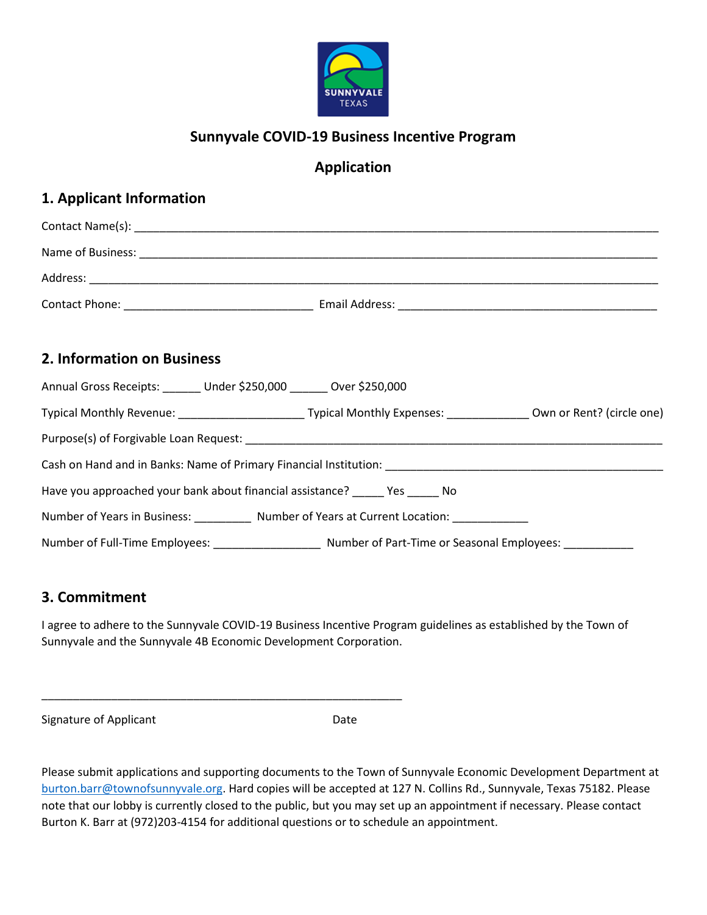## Sunnyvale COVID-19 Business Incentive Program

## Application

### 1. Applicant Information

Contact Name(s): ____________________________________________________________________________

Name of Business: ___________________________________________________________________________

Address: ___________________________________________________________________________________

Contact Phone: ____________________________ Email Address: ______________________________________

### 2. Information on Business

Annual Gross Receipts: ______ Under $250,000 ______ Over $250,000

Typical Monthly Revenue: ___________________ Typical Monthly Expenses: ____________ Own or Rent? (circle one)

Purpose(s) of Forgivable Loan Request: ______________________________________________________________

Cash on Hand and in Banks: Name of Primary Financial Institution: __________________________________________

Have you approached your bank about financial assistance? _____ Yes _____ No

Number of Years in Business: _________ Number of Years at Current Location: ____________

Number of Full-Time Employees: ________________ Number of Part-Time or Seasonal Employees: ___________

### 3. Commitment

I agree to adhere to the Sunnyvale COVID-19 Business Incentive Program guidelines as established by the Town of Sunnyvale and the Sunnyvale 4B Economic Development Corporation.

_______________________________________________________

Signature of Applicant Date

Please submit applications and supporting documents to the Town of Sunnyvale Economic Development Department at burton.barr@townofsunnyvale.org. Hard copies will be accepted at 127 N. Collins Rd., Sunnyvale, Texas 75182. Please note that our lobby is currently closed to the public, but you may set up an appointment if necessary. Please contact Burton K. Barr at (972)203-4154 for additional questions or to schedule an appointment.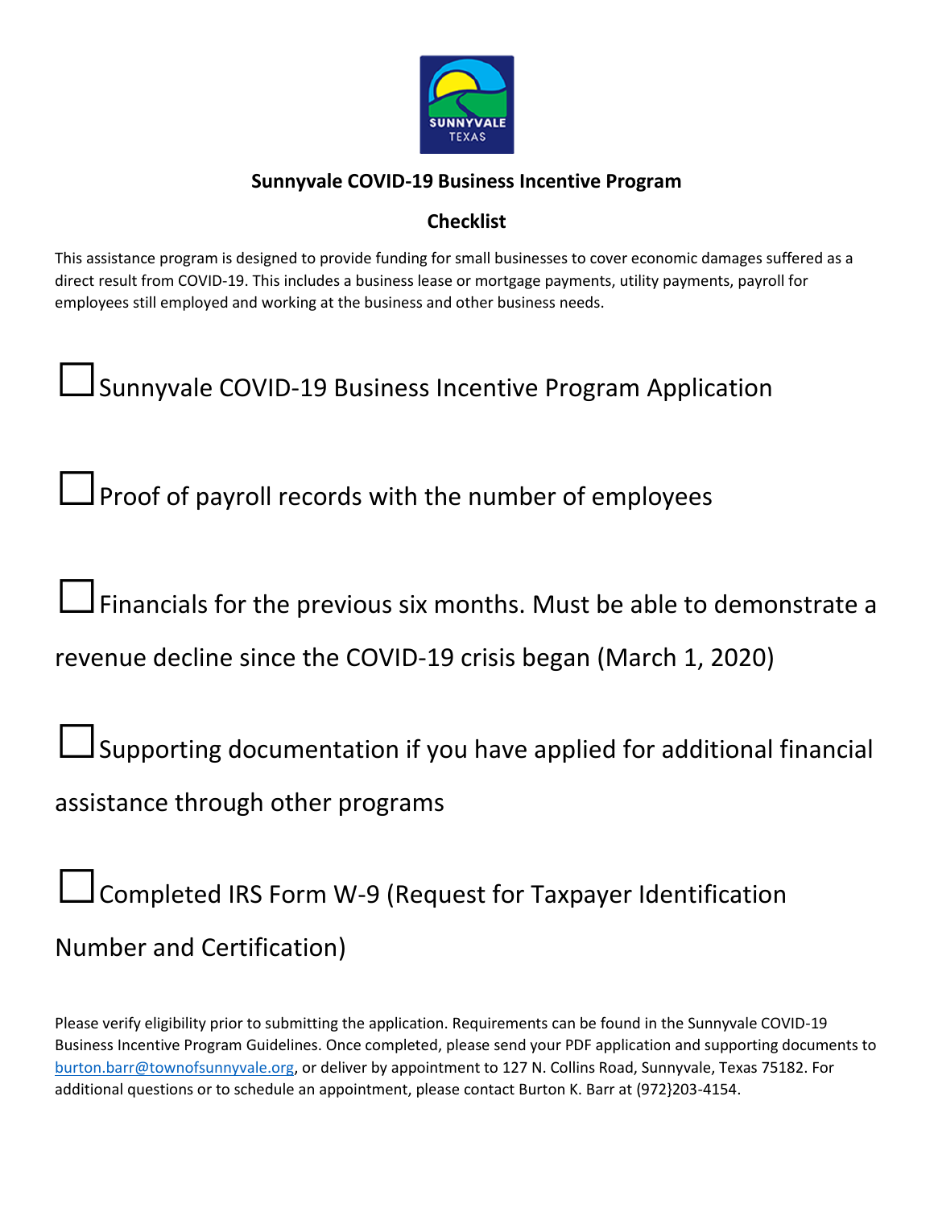## Sunnyvale COVID-19 Business Incentive Program

### Checklist

This assistance program is designed to provide funding for small businesses to cover economic damages suffered as a direct result from COVID-19. This includes a business lease or mortgage payments, utility payments, payroll for employees still employed and working at the business and other business needs.

- ☐ Sunnyvale COVID-19 Business Incentive Program Application
- ☐ Proof of payroll records with the number of employees
- ☐ Financials for the previous six months. Must be able to demonstrate a revenue decline since the COVID-19 crisis began (March 1, 2020)
- ☐ Supporting documentation if you have applied for additional financial assistance through other programs
- ☐ Completed IRS Form W-9 (Request for Taxpayer Identification Number and Certification)

Please verify eligibility prior to submitting the application. Requirements can be found in the Sunnyvale COVID-19 Business Incentive Program Guidelines. Once completed, please send your PDF application and supporting documents to burton.barr@townofsunnyvale.org, or deliver by appointment to 127 N. Collins Road, Sunnyvale, Texas 75182. For additional questions or to schedule an appointment, please contact Burton K. Barr at (972}203-4154.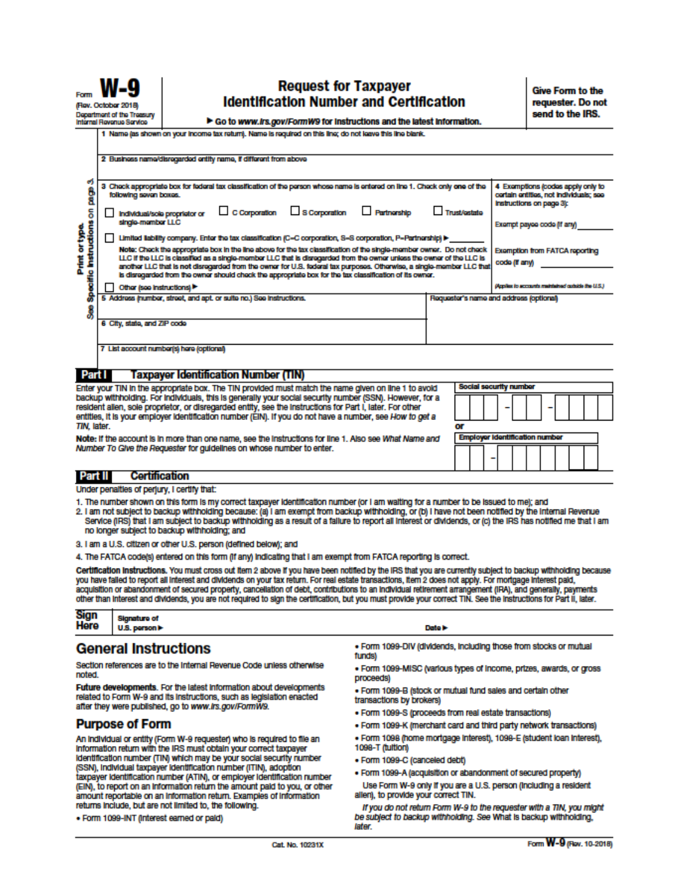Form **W-9**
(Rev. October 2018)
Department of the Treasury
Internal Revenue Service

# Request for Taxpayer Identification Number and Certification

▶ Go to *www.irs.gov/FormW9* for instructions and the latest information.

**Give Form to the requester. Do not send to the IRS.**

Print or type. See Specific Instructions on page 3.

1 Name (as shown on your income tax return). Name is required on this line; do not leave this line blank.

2 Business name/disregarded entity name, if different from above

3 Check appropriate box for federal tax classification of the person whose name is entered on line 1. Check only **one** of the following seven boxes.

☐ Individual/sole proprietor or single-member LLC ☐ C Corporation ☐ S Corporation ☐ Partnership ☐ Trust/estate

☐ Limited liability company. Enter the tax classification (C=C corporation, S=S corporation, P=Partnership) ▶ ________

**Note:** Check the appropriate box in the line above for the tax classification of the single-member owner. Do not check LLC if the LLC is classified as a single-member LLC that is disregarded from the owner unless the owner of the LLC is another LLC that is **not** disregarded from the owner for U.S. federal tax purposes. Otherwise, a single-member LLC that is disregarded from the owner should check the appropriate box for the tax classification of its owner.

☐ Other (see instructions) ▶

4 Exemptions (codes apply only to certain entities, not individuals; see instructions on page 3):

Exempt payee code (if any) ________

Exemption from FATCA reporting code (if any) ________

(Applies to accounts maintained outside the U.S.)

5 Address (number, street, and apt. or suite no.) See instructions.

Requester's name and address (optional)

6 City, state, and ZIP code

7 List account number(s) here (optional)

## Part I Taxpayer Identification Number (TIN)

Enter your TIN in the appropriate box. The TIN provided must match the name given on line 1 to avoid backup withholding. For individuals, this is generally your social security number (SSN). However, for a resident alien, sole proprietor, or disregarded entity, see the instructions for Part I, later. For other entities, it is your employer identification number (EIN). If you do not have a number, see *How to get a TIN*, later.

**Note:** If the account is in more than one name, see the instructions for line 1. Also see *What Name and Number To Give the Requester* for guidelines on whose number to enter.

**Social security number**

☐☐☐ – ☐☐ – ☐☐☐☐

**or**

**Employer identification number**

☐☐ – ☐☐☐☐☐☐☐

## Part II Certification

Under penalties of perjury, I certify that:

1. The number shown on this form is my correct taxpayer identification number (or I am waiting for a number to be issued to me); and
2. I am not subject to backup withholding because: (a) I am exempt from backup withholding, or (b) I have not been notified by the Internal Revenue Service (IRS) that I am subject to backup withholding as a result of a failure to report all interest or dividends, or (c) the IRS has notified me that I am no longer subject to backup withholding; and
3. I am a U.S. citizen or other U.S. person (defined below); and
4. The FATCA code(s) entered on this form (if any) indicating that I am exempt from FATCA reporting is correct.

**Certification instructions.** You must cross out item 2 above if you have been notified by the IRS that you are currently subject to backup withholding because you have failed to report all interest and dividends on your tax return. For real estate transactions, item 2 does not apply. For mortgage interest paid, acquisition or abandonment of secured property, cancellation of debt, contributions to an individual retirement arrangement (IRA), and generally, payments other than interest and dividends, you are not required to sign the certification, but you must provide your correct TIN. See the instructions for Part II, later.

**Sign Here** Signature of U.S. person ▶ Date ▶

# General Instructions

Section references are to the Internal Revenue Code unless otherwise noted.

**Future developments.** For the latest information about developments related to Form W-9 and its instructions, such as legislation enacted after they were published, go to *www.irs.gov/FormW9*.

## Purpose of Form

An individual or entity (Form W-9 requester) who is required to file an information return with the IRS must obtain your correct taxpayer identification number (TIN) which may be your social security number (SSN), individual taxpayer identification number (ITIN), adoption taxpayer identification number (ATIN), or employer identification number (EIN), to report on an information return the amount paid to you, or other amount reportable on an information return. Examples of information returns include, but are not limited to, the following.

- Form 1099-INT (interest earned or paid)
- Form 1099-DIV (dividends, including those from stocks or mutual funds)
- Form 1099-MISC (various types of income, prizes, awards, or gross proceeds)
- Form 1099-B (stock or mutual fund sales and certain other transactions by brokers)
- Form 1099-S (proceeds from real estate transactions)
- Form 1099-K (merchant card and third party network transactions)
- Form 1098 (home mortgage interest), 1098-E (student loan interest), 1098-T (tuition)
- Form 1099-C (canceled debt)
- Form 1099-A (acquisition or abandonment of secured property)

Use Form W-9 only if you are a U.S. person (including a resident alien), to provide your correct TIN.

*If you do not return Form W-9 to the requester with a TIN, you might be subject to backup withholding. See* What is backup withholding, *later.*

Cat. No. 10231X

Form **W-9** (Rev. 10-2018)